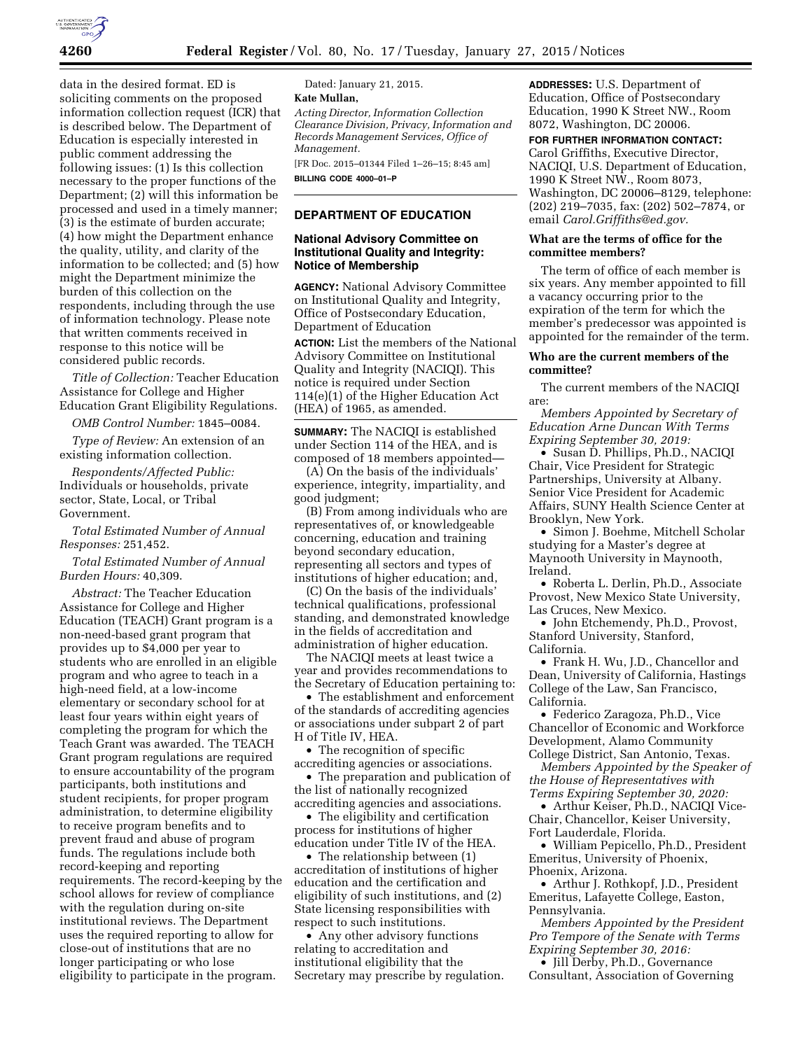data in the desired format. ED is soliciting comments on the proposed information collection request (ICR) that is described below. The Department of Education is especially interested in public comment addressing the following issues: (1) Is this collection necessary to the proper functions of the Department; (2) will this information be processed and used in a timely manner; (3) is the estimate of burden accurate; (4) how might the Department enhance the quality, utility, and clarity of the information to be collected; and (5) how might the Department minimize the burden of this collection on the respondents, including through the use of information technology. Please note that written comments received in response to this notice will be considered public records.

*Title of Collection:* Teacher Education Assistance for College and Higher Education Grant Eligibility Regulations.

*OMB Control Number:* 1845–0084.

*Type of Review:* An extension of an existing information collection.

*Respondents/Affected Public:* Individuals or households, private sector, State, Local, or Tribal Government.

*Total Estimated Number of Annual Responses:* 251,452.

*Total Estimated Number of Annual Burden Hours:* 40,309.

*Abstract:* The Teacher Education Assistance for College and Higher Education (TEACH) Grant program is a non-need-based grant program that provides up to $4,000 per year to students who are enrolled in an eligible program and who agree to teach in a high-need field, at a low-income elementary or secondary school for at least four years within eight years of completing the program for which the Teach Grant was awarded. The TEACH Grant program regulations are required to ensure accountability of the program participants, both institutions and student recipients, for proper program administration, to determine eligibility to receive program benefits and to prevent fraud and abuse of program funds. The regulations include both record-keeping and reporting requirements. The record-keeping by the school allows for review of compliance with the regulation during on-site institutional reviews. The Department uses the required reporting to allow for close-out of institutions that are no longer participating or who lose eligibility to participate in the program.

Dated: January 21, 2015.

**Kate Mullan,**

*Acting Director, Information Collection Clearance Division, Privacy, Information and Records Management Services, Office of Management.*

[FR Doc. 2015–01344 Filed 1–26–15; 8:45 am]

**BILLING CODE 4000–01–P**

## DEPARTMENT OF EDUCATION

### National Advisory Committee on Institutional Quality and Integrity: Notice of Membership

**AGENCY:** National Advisory Committee on Institutional Quality and Integrity, Office of Postsecondary Education, Department of Education

**ACTION:** List the members of the National Advisory Committee on Institutional Quality and Integrity (NACIQI). This notice is required under Section 114(e)(1) of the Higher Education Act (HEA) of 1965, as amended.

**SUMMARY:** The NACIQI is established under Section 114 of the HEA, and is composed of 18 members appointed—

(A) On the basis of the individuals' experience, integrity, impartiality, and good judgment;

(B) From among individuals who are representatives of, or knowledgeable concerning, education and training beyond secondary education, representing all sectors and types of institutions of higher education; and,

(C) On the basis of the individuals' technical qualifications, professional standing, and demonstrated knowledge in the fields of accreditation and administration of higher education.

The NACIQI meets at least twice a year and provides recommendations to the Secretary of Education pertaining to:

- The establishment and enforcement of the standards of accrediting agencies or associations under subpart 2 of part H of Title IV, HEA.
- The recognition of specific accrediting agencies or associations.
- The preparation and publication of the list of nationally recognized accrediting agencies and associations.
- The eligibility and certification process for institutions of higher education under Title IV of the HEA.
- The relationship between (1) accreditation of institutions of higher education and the certification and eligibility of such institutions, and (2) State licensing responsibilities with respect to such institutions.
- Any other advisory functions relating to accreditation and institutional eligibility that the Secretary may prescribe by regulation.

**ADDRESSES:** U.S. Department of Education, Office of Postsecondary Education, 1990 K Street NW., Room 8072, Washington, DC 20006.

**FOR FURTHER INFORMATION CONTACT:** Carol Griffiths, Executive Director, NACIQI, U.S. Department of Education, 1990 K Street NW., Room 8073, Washington, DC 20006–8129, telephone: (202) 219–7035, fax: (202) 502–7874, or email *Carol.Griffiths@ed.gov.*

**What are the terms of office for the committee members?**

The term of office of each member is six years. Any member appointed to fill a vacancy occurring prior to the expiration of the term for which the member's predecessor was appointed is appointed for the remainder of the term.

**Who are the current members of the committee?**

The current members of the NACIQI are:

*Members Appointed by Secretary of Education Arne Duncan With Terms Expiring September 30, 2019:*

- Susan D. Phillips, Ph.D., NACIQI Chair, Vice President for Strategic Partnerships, University at Albany. Senior Vice President for Academic Affairs, SUNY Health Science Center at Brooklyn, New York.
- Simon J. Boehme, Mitchell Scholar studying for a Master's degree at Maynooth University in Maynooth, Ireland.
- Roberta L. Derlin, Ph.D., Associate Provost, New Mexico State University, Las Cruces, New Mexico.
- John Etchemendy, Ph.D., Provost, Stanford University, Stanford, California.
- Frank H. Wu, J.D., Chancellor and Dean, University of California, Hastings College of the Law, San Francisco, California.
- Federico Zaragoza, Ph.D., Vice Chancellor of Economic and Workforce Development, Alamo Community College District, San Antonio, Texas.

*Members Appointed by the Speaker of the House of Representatives with Terms Expiring September 30, 2020:*

- Arthur Keiser, Ph.D., NACIQI Vice-Chair, Chancellor, Keiser University, Fort Lauderdale, Florida.
- William Pepicello, Ph.D., President Emeritus, University of Phoenix, Phoenix, Arizona.
- Arthur J. Rothkopf, J.D., President Emeritus, Lafayette College, Easton, Pennsylvania.

*Members Appointed by the President Pro Tempore of the Senate with Terms Expiring September 30, 2016:*

- Jill Derby, Ph.D., Governance Consultant, Association of Governing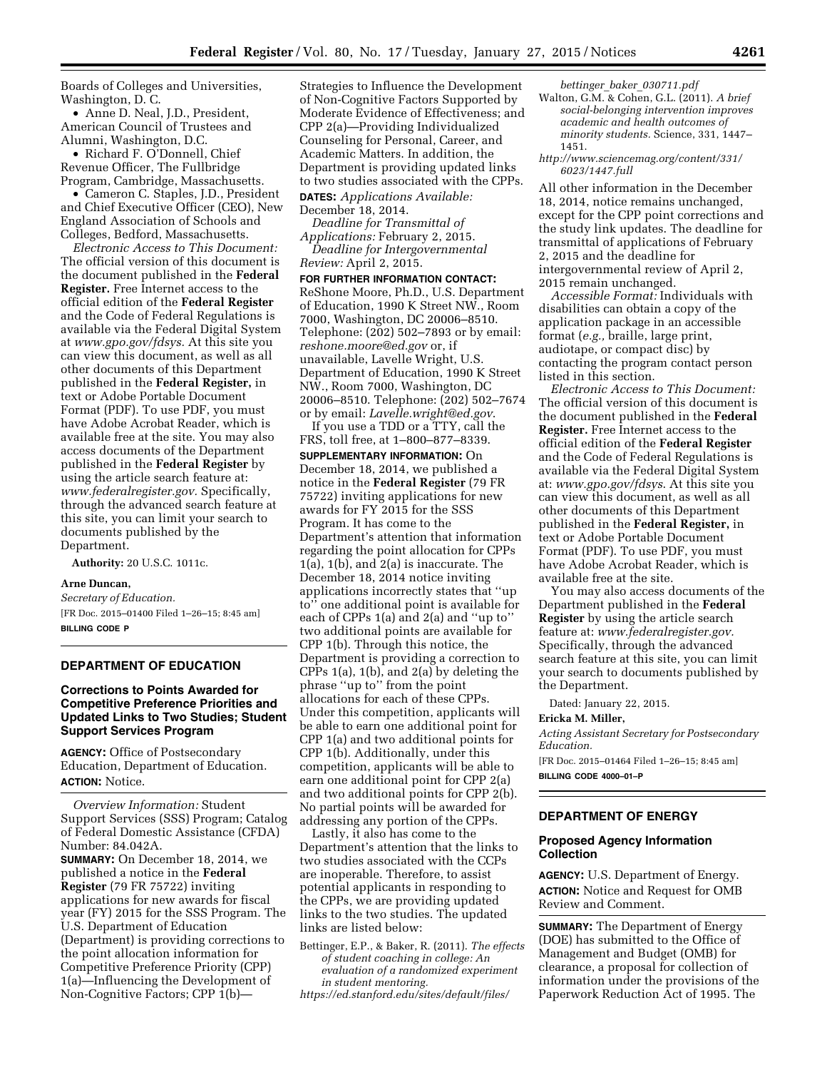Boards of Colleges and Universities, Washington, D. C.

- Anne D. Neal, J.D., President, American Council of Trustees and Alumni, Washington, D.C.
- Richard F. O'Donnell, Chief Revenue Officer, The Fullbridge Program, Cambridge, Massachusetts.
- Cameron C. Staples, J.D., President and Chief Executive Officer (CEO), New England Association of Schools and Colleges, Bedford, Massachusetts.

*Electronic Access to This Document:* The official version of this document is the document published in the **Federal Register.** Free Internet access to the official edition of the **Federal Register** and the Code of Federal Regulations is available via the Federal Digital System at *www.gpo.gov/fdsys*. At this site you can view this document, as well as all other documents of this Department published in the **Federal Register,** in text or Adobe Portable Document Format (PDF). To use PDF, you must have Adobe Acrobat Reader, which is available free at the site. You may also access documents of the Department published in the **Federal Register** by using the article search feature at: *www.federalregister.gov.* Specifically, through the advanced search feature at this site, you can limit your search to documents published by the Department.

**Authority:** 20 U.S.C. 1011c.

**Arne Duncan,**

*Secretary of Education.*

[FR Doc. 2015–01400 Filed 1–26–15; 8:45 am]

**BILLING CODE P**

## DEPARTMENT OF EDUCATION

### Corrections to Points Awarded for Competitive Preference Priorities and Updated Links to Two Studies; Student Support Services Program

**AGENCY:** Office of Postsecondary Education, Department of Education.

**ACTION:** Notice.

*Overview Information:* Student Support Services (SSS) Program; Catalog of Federal Domestic Assistance (CFDA) Number: 84.042A.

**SUMMARY:** On December 18, 2014, we published a notice in the **Federal Register** (79 FR 75722) inviting applications for new awards for fiscal year (FY) 2015 for the SSS Program. The U.S. Department of Education (Department) is providing corrections to the point allocation information for Competitive Preference Priority (CPP) 1(a)—Influencing the Development of Non-Cognitive Factors; CPP 1(b)—Strategies to Influence the Development of Non-Cognitive Factors Supported by Moderate Evidence of Effectiveness; and CPP 2(a)—Providing Individualized Counseling for Personal, Career, and Academic Matters. In addition, the Department is providing updated links to two studies associated with the CPPs.

**DATES:** *Applications Available:* December 18, 2014.

*Deadline for Transmittal of Applications:* February 2, 2015.

*Deadline for Intergovernmental Review:* April 2, 2015.

**FOR FURTHER INFORMATION CONTACT:** ReShone Moore, Ph.D., U.S. Department of Education, 1990 K Street NW., Room 7000, Washington, DC 20006–8510. Telephone: (202) 502–7893 or by email: *reshone.moore@ed.gov* or, if unavailable, Lavelle Wright, U.S. Department of Education, 1990 K Street NW., Room 7000, Washington, DC 20006–8510. Telephone: (202) 502–7674 or by email: *Lavelle.wright@ed.gov*.

If you use a TDD or a TTY, call the FRS, toll free, at 1–800–877–8339.

**SUPPLEMENTARY INFORMATION:** On December 18, 2014, we published a notice in the **Federal Register** (79 FR 75722) inviting applications for new awards for FY 2015 for the SSS Program. It has come to the Department's attention that information regarding the point allocation for CPPs 1(a), 1(b), and 2(a) is inaccurate. The December 18, 2014 notice inviting applications incorrectly states that ''up to'' one additional point is available for each of CPPs 1(a) and 2(a) and ''up to'' two additional points are available for CPP 1(b). Through this notice, the Department is providing a correction to CPPs 1(a), 1(b), and 2(a) by deleting the phrase ''up to'' from the point allocations for each of these CPPs. Under this competition, applicants will be able to earn one additional point for CPP 1(a) and two additional points for CPP 1(b). Additionally, under this competition, applicants will be able to earn one additional point for CPP 2(a) and two additional points for CPP 2(b). No partial points will be awarded for addressing any portion of the CPPs.

Lastly, it also has come to the Department's attention that the links to two studies associated with the CCPs are inoperable. Therefore, to assist potential applicants in responding to the CPPs, we are providing updated links to the two studies. The updated links are listed below:

Bettinger, E.P., & Baker, R. (2011). *The effects of student coaching in college: An evaluation of a randomized experiment in student mentoring. https://ed.stanford.edu/sites/default/files/bettinger_baker_030711.pdf*

Walton, G.M. & Cohen, G.L. (2011). *A brief social-belonging intervention improves academic and health outcomes of minority students.* Science, 331, 1447–1451. *http://www.sciencemag.org/content/331/6023/1447.full*

All other information in the December 18, 2014, notice remains unchanged, except for the CPP point corrections and the study link updates. The deadline for transmittal of applications of February 2, 2015 and the deadline for intergovernmental review of April 2, 2015 remain unchanged.

*Accessible Format:* Individuals with disabilities can obtain a copy of the application package in an accessible format (*e.g.,* braille, large print, audiotape, or compact disc) by contacting the program contact person listed in this section.

*Electronic Access to This Document:* The official version of this document is the document published in the **Federal Register.** Free Internet access to the official edition of the **Federal Register** and the Code of Federal Regulations is available via the Federal Digital System at: *www.gpo.gov/fdsys*. At this site you can view this document, as well as all other documents of this Department published in the **Federal Register,** in text or Adobe Portable Document Format (PDF). To use PDF, you must have Adobe Acrobat Reader, which is available free at the site.

You may also access documents of the Department published in the **Federal Register** by using the article search feature at: *www.federalregister.gov*. Specifically, through the advanced search feature at this site, you can limit your search to documents published by the Department.

Dated: January 22, 2015.

**Ericka M. Miller,**

*Acting Assistant Secretary for Postsecondary Education.*

[FR Doc. 2015–01464 Filed 1–26–15; 8:45 am]

**BILLING CODE 4000–01–P**

## DEPARTMENT OF ENERGY

### Proposed Agency Information Collection

**AGENCY:** U.S. Department of Energy.

**ACTION:** Notice and Request for OMB Review and Comment.

**SUMMARY:** The Department of Energy (DOE) has submitted to the Office of Management and Budget (OMB) for clearance, a proposal for collection of information under the provisions of the Paperwork Reduction Act of 1995. The